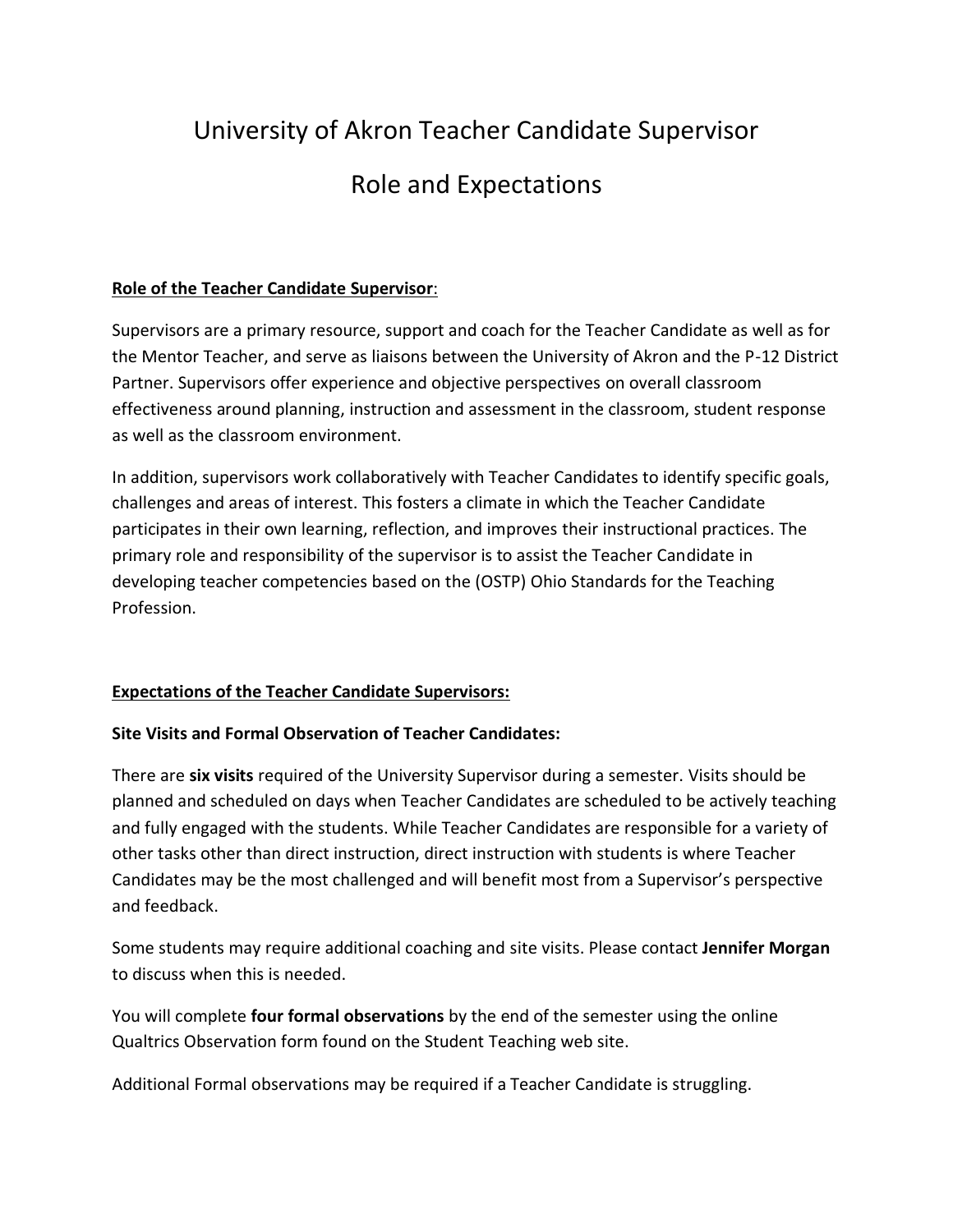# University of Akron Teacher Candidate Supervisor

# Role and Expectations

**Role of the Teacher Candidate Supervisor**:

Supervisors are a primary resource, support and coach for the Teacher Candidate as well as for the Mentor Teacher, and serve as liaisons between the University of Akron and the P-12 District Partner. Supervisors offer experience and objective perspectives on overall classroom effectiveness around planning, instruction and assessment in the classroom, student response as well as the classroom environment.

In addition, supervisors work collaboratively with Teacher Candidates to identify specific goals, challenges and areas of interest. This fosters a climate in which the Teacher Candidate participates in their own learning, reflection, and improves their instructional practices. The primary role and responsibility of the supervisor is to assist the Teacher Candidate in developing teacher competencies based on the (OSTP) Ohio Standards for the Teaching Profession.

**Expectations of the Teacher Candidate Supervisors:**

**Site Visits and Formal Observation of Teacher Candidates:**

There are **six visits** required of the University Supervisor during a semester. Visits should be planned and scheduled on days when Teacher Candidates are scheduled to be actively teaching and fully engaged with the students. While Teacher Candidates are responsible for a variety of other tasks other than direct instruction, direct instruction with students is where Teacher Candidates may be the most challenged and will benefit most from a Supervisor's perspective and feedback.

Some students may require additional coaching and site visits. Please contact **Jennifer Morgan** to discuss when this is needed.

You will complete **four formal observations** by the end of the semester using the online Qualtrics Observation form found on the Student Teaching web site.

Additional Formal observations may be required if a Teacher Candidate is struggling.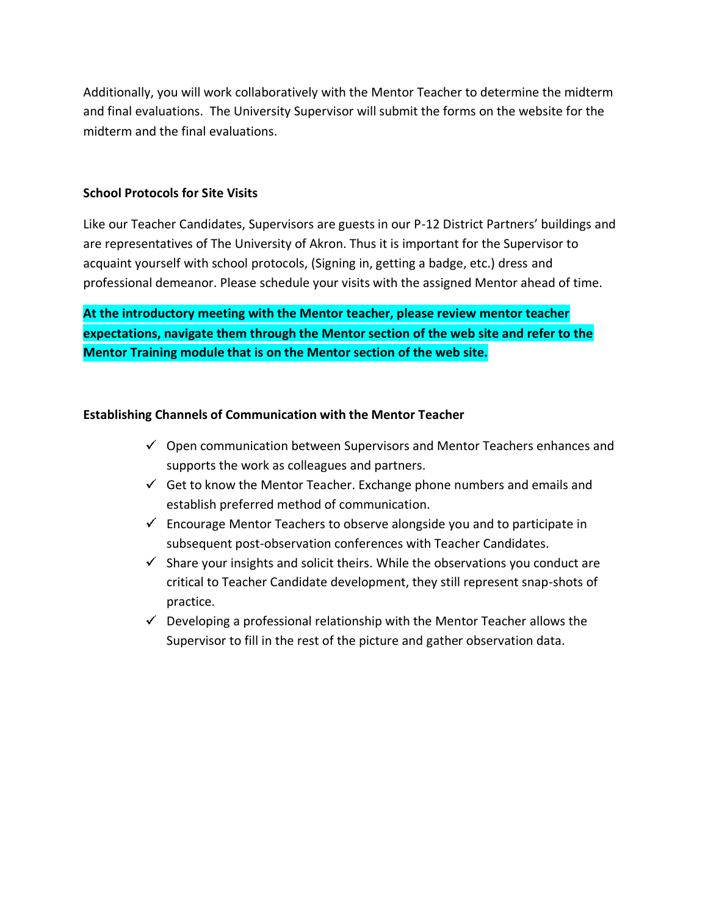Additionally, you will work collaboratively with the Mentor Teacher to determine the midterm and final evaluations. The University Supervisor will submit the forms on the website for the midterm and the final evaluations.

**School Protocols for Site Visits**

Like our Teacher Candidates, Supervisors are guests in our P-12 District Partners' buildings and are representatives of The University of Akron. Thus it is important for the Supervisor to acquaint yourself with school protocols, (Signing in, getting a badge, etc.) dress and professional demeanor. Please schedule your visits with the assigned Mentor ahead of time.

**At the introductory meeting with the Mentor teacher, please review mentor teacher expectations, navigate them through the Mentor section of the web site and refer to the Mentor Training module that is on the Mentor section of the web site.**

**Establishing Channels of Communication with the Mentor Teacher**

- ✓ Open communication between Supervisors and Mentor Teachers enhances and supports the work as colleagues and partners.
- ✓ Get to know the Mentor Teacher. Exchange phone numbers and emails and establish preferred method of communication.
- ✓ Encourage Mentor Teachers to observe alongside you and to participate in subsequent post-observation conferences with Teacher Candidates.
- ✓ Share your insights and solicit theirs. While the observations you conduct are critical to Teacher Candidate development, they still represent snap-shots of practice.
- ✓ Developing a professional relationship with the Mentor Teacher allows the Supervisor to fill in the rest of the picture and gather observation data.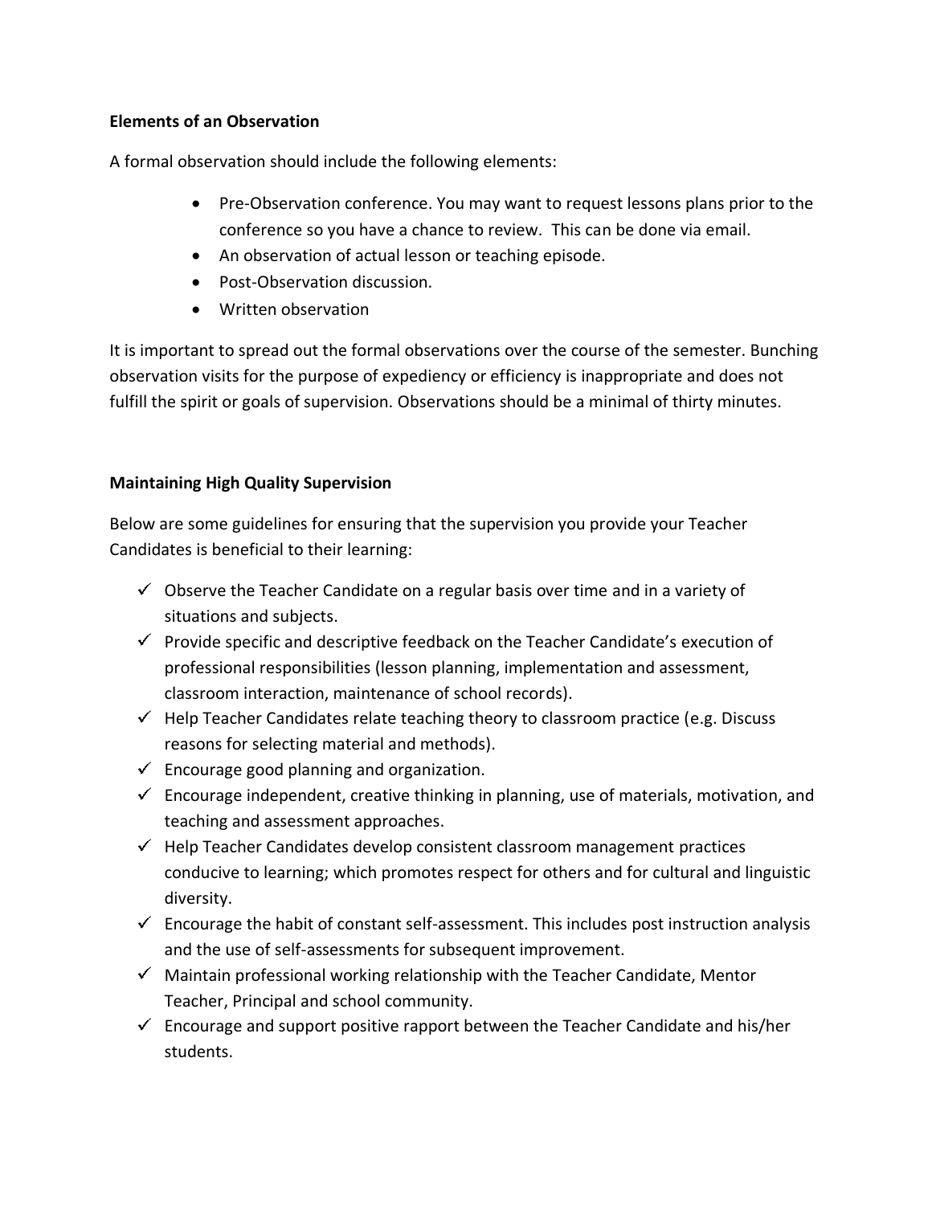**Elements of an Observation**

A formal observation should include the following elements:

- Pre-Observation conference. You may want to request lessons plans prior to the conference so you have a chance to review. This can be done via email.
- An observation of actual lesson or teaching episode.
- Post-Observation discussion.
- Written observation

It is important to spread out the formal observations over the course of the semester. Bunching observation visits for the purpose of expediency or efficiency is inappropriate and does not fulfill the spirit or goals of supervision. Observations should be a minimal of thirty minutes.

**Maintaining High Quality Supervision**

Below are some guidelines for ensuring that the supervision you provide your Teacher Candidates is beneficial to their learning:

- ✓ Observe the Teacher Candidate on a regular basis over time and in a variety of situations and subjects.
- ✓ Provide specific and descriptive feedback on the Teacher Candidate's execution of professional responsibilities (lesson planning, implementation and assessment, classroom interaction, maintenance of school records).
- ✓ Help Teacher Candidates relate teaching theory to classroom practice (e.g. Discuss reasons for selecting material and methods).
- ✓ Encourage good planning and organization.
- ✓ Encourage independent, creative thinking in planning, use of materials, motivation, and teaching and assessment approaches.
- ✓ Help Teacher Candidates develop consistent classroom management practices conducive to learning; which promotes respect for others and for cultural and linguistic diversity.
- ✓ Encourage the habit of constant self-assessment. This includes post instruction analysis and the use of self-assessments for subsequent improvement.
- ✓ Maintain professional working relationship with the Teacher Candidate, Mentor Teacher, Principal and school community.
- ✓ Encourage and support positive rapport between the Teacher Candidate and his/her students.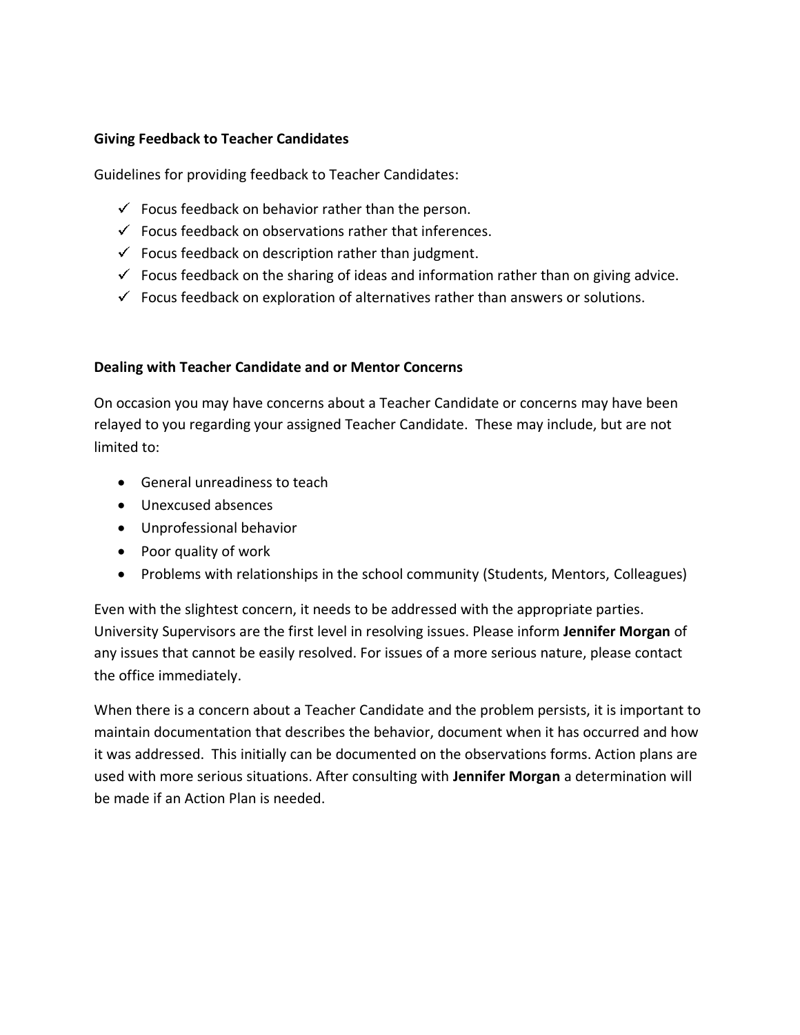**Giving Feedback to Teacher Candidates**

Guidelines for providing feedback to Teacher Candidates:

- ✓ Focus feedback on behavior rather than the person.
- ✓ Focus feedback on observations rather that inferences.
- ✓ Focus feedback on description rather than judgment.
- ✓ Focus feedback on the sharing of ideas and information rather than on giving advice.
- ✓ Focus feedback on exploration of alternatives rather than answers or solutions.

**Dealing with Teacher Candidate and or Mentor Concerns**

On occasion you may have concerns about a Teacher Candidate or concerns may have been relayed to you regarding your assigned Teacher Candidate. These may include, but are not limited to:

- General unreadiness to teach
- Unexcused absences
- Unprofessional behavior
- Poor quality of work
- Problems with relationships in the school community (Students, Mentors, Colleagues)

Even with the slightest concern, it needs to be addressed with the appropriate parties. University Supervisors are the first level in resolving issues. Please inform **Jennifer Morgan** of any issues that cannot be easily resolved. For issues of a more serious nature, please contact the office immediately.

When there is a concern about a Teacher Candidate and the problem persists, it is important to maintain documentation that describes the behavior, document when it has occurred and how it was addressed. This initially can be documented on the observations forms. Action plans are used with more serious situations. After consulting with **Jennifer Morgan** a determination will be made if an Action Plan is needed.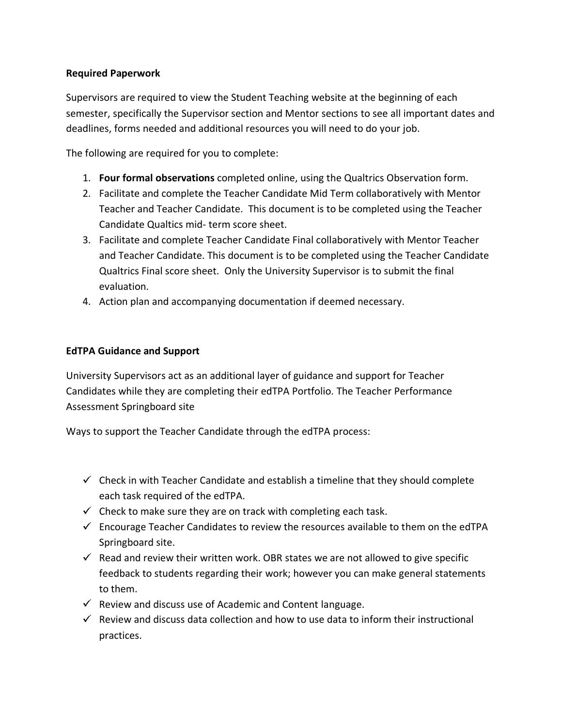**Required Paperwork**

Supervisors are required to view the Student Teaching website at the beginning of each semester, specifically the Supervisor section and Mentor sections to see all important dates and deadlines, forms needed and additional resources you will need to do your job.

The following are required for you to complete:

1. **Four formal observations** completed online, using the Qualtrics Observation form.
2. Facilitate and complete the Teacher Candidate Mid Term collaboratively with Mentor Teacher and Teacher Candidate. This document is to be completed using the Teacher Candidate Qualtics mid- term score sheet.
3. Facilitate and complete Teacher Candidate Final collaboratively with Mentor Teacher and Teacher Candidate. This document is to be completed using the Teacher Candidate Qualtrics Final score sheet. Only the University Supervisor is to submit the final evaluation.
4. Action plan and accompanying documentation if deemed necessary.

**EdTPA Guidance and Support**

University Supervisors act as an additional layer of guidance and support for Teacher Candidates while they are completing their edTPA Portfolio. The Teacher Performance Assessment Springboard site

Ways to support the Teacher Candidate through the edTPA process:

- ✓ Check in with Teacher Candidate and establish a timeline that they should complete each task required of the edTPA.
- ✓ Check to make sure they are on track with completing each task.
- ✓ Encourage Teacher Candidates to review the resources available to them on the edTPA Springboard site.
- ✓ Read and review their written work. OBR states we are not allowed to give specific feedback to students regarding their work; however you can make general statements to them.
- ✓ Review and discuss use of Academic and Content language.
- ✓ Review and discuss data collection and how to use data to inform their instructional practices.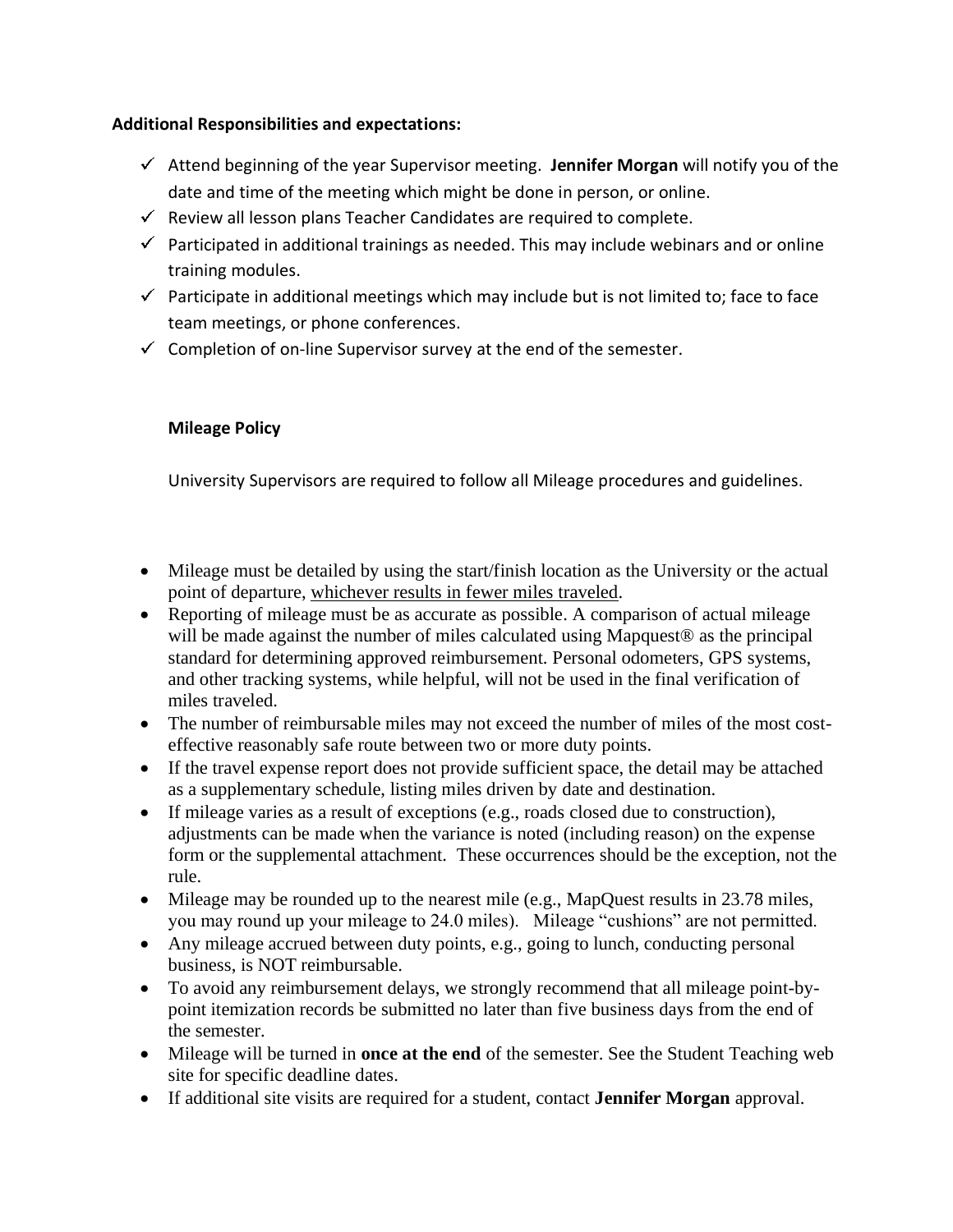**Additional Responsibilities and expectations:**

- ✓ Attend beginning of the year Supervisor meeting. **Jennifer Morgan** will notify you of the date and time of the meeting which might be done in person, or online.
- ✓ Review all lesson plans Teacher Candidates are required to complete.
- ✓ Participated in additional trainings as needed. This may include webinars and or online training modules.
- ✓ Participate in additional meetings which may include but is not limited to; face to face team meetings, or phone conferences.
- ✓ Completion of on-line Supervisor survey at the end of the semester.

**Mileage Policy**

University Supervisors are required to follow all Mileage procedures and guidelines.

- Mileage must be detailed by using the start/finish location as the University or the actual point of departure, whichever results in fewer miles traveled.
- Reporting of mileage must be as accurate as possible. A comparison of actual mileage will be made against the number of miles calculated using Mapquest® as the principal standard for determining approved reimbursement. Personal odometers, GPS systems, and other tracking systems, while helpful, will not be used in the final verification of miles traveled.
- The number of reimbursable miles may not exceed the number of miles of the most cost-effective reasonably safe route between two or more duty points.
- If the travel expense report does not provide sufficient space, the detail may be attached as a supplementary schedule, listing miles driven by date and destination.
- If mileage varies as a result of exceptions (e.g., roads closed due to construction), adjustments can be made when the variance is noted (including reason) on the expense form or the supplemental attachment. These occurrences should be the exception, not the rule.
- Mileage may be rounded up to the nearest mile (e.g., MapQuest results in 23.78 miles, you may round up your mileage to 24.0 miles). Mileage "cushions" are not permitted.
- Any mileage accrued between duty points, e.g., going to lunch, conducting personal business, is NOT reimbursable.
- To avoid any reimbursement delays, we strongly recommend that all mileage point-by-point itemization records be submitted no later than five business days from the end of the semester.
- Mileage will be turned in **once at the end** of the semester. See the Student Teaching web site for specific deadline dates.
- If additional site visits are required for a student, contact **Jennifer Morgan** approval.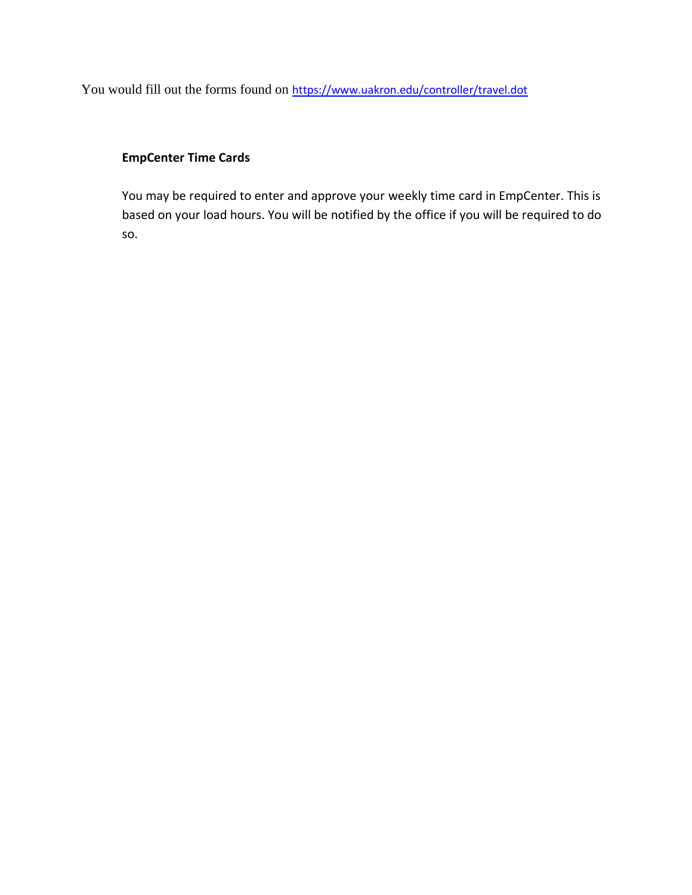You would fill out the forms found on https://www.uakron.edu/controller/travel.dot

**EmpCenter Time Cards**

You may be required to enter and approve your weekly time card in EmpCenter. This is based on your load hours. You will be notified by the office if you will be required to do so.